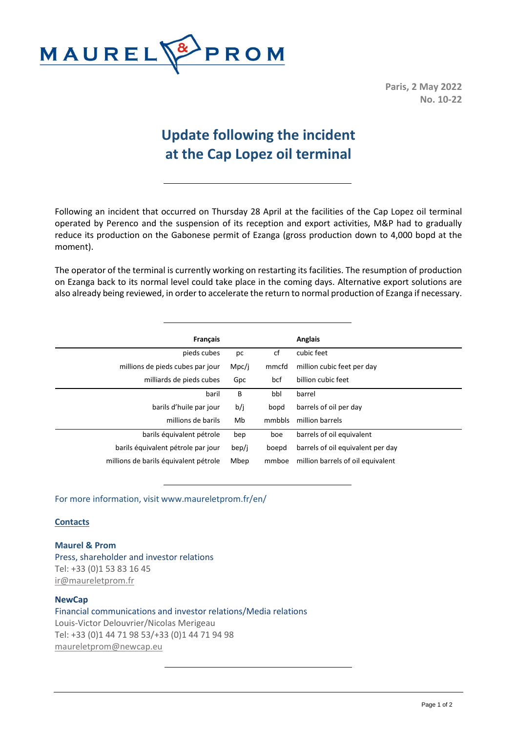MAUREL & PROM

**Paris, 2 May 2022**
**No. 10-22**

# Update following the incident at the Cap Lopez oil terminal

Following an incident that occurred on Thursday 28 April at the facilities of the Cap Lopez oil terminal operated by Perenco and the suspension of its reception and export activities, M&P had to gradually reduce its production on the Gabonese permit of Ezanga (gross production down to 4,000 bopd at the moment).

The operator of the terminal is currently working on restarting its facilities. The resumption of production on Ezanga back to its normal level could take place in the coming days. Alternative export solutions are also already being reviewed, in order to accelerate the return to normal production of Ezanga if necessary.

| Français | | | Anglais |
|---|---|---|---|
| pieds cubes | pc | cf | cubic feet |
| millions de pieds cubes par jour | Mpc/j | mmcfd | million cubic feet per day |
| milliards de pieds cubes | Gpc | bcf | billion cubic feet |
| baril | B | bbl | barrel |
| barils d'huile par jour | b/j | bopd | barrels of oil per day |
| millions de barils | Mb | mmbbls | million barrels |
| barils équivalent pétrole | bep | boe | barrels of oil equivalent |
| barils équivalent pétrole par jour | bep/j | boepd | barrels of oil equivalent per day |
| millions de barils équivalent pétrole | Mbep | mmboe | million barrels of oil equivalent |

For more information, visit www.maureletprom.fr/en/

**Contacts**

**Maurel & Prom**
Press, shareholder and investor relations
Tel: +33 (0)1 53 83 16 45
ir@maureletprom.fr

**NewCap**
Financial communications and investor relations/Media relations
Louis-Victor Delouvrier/Nicolas Merigeau
Tel: +33 (0)1 44 71 98 53/+33 (0)1 44 71 94 98
maureletprom@newcap.eu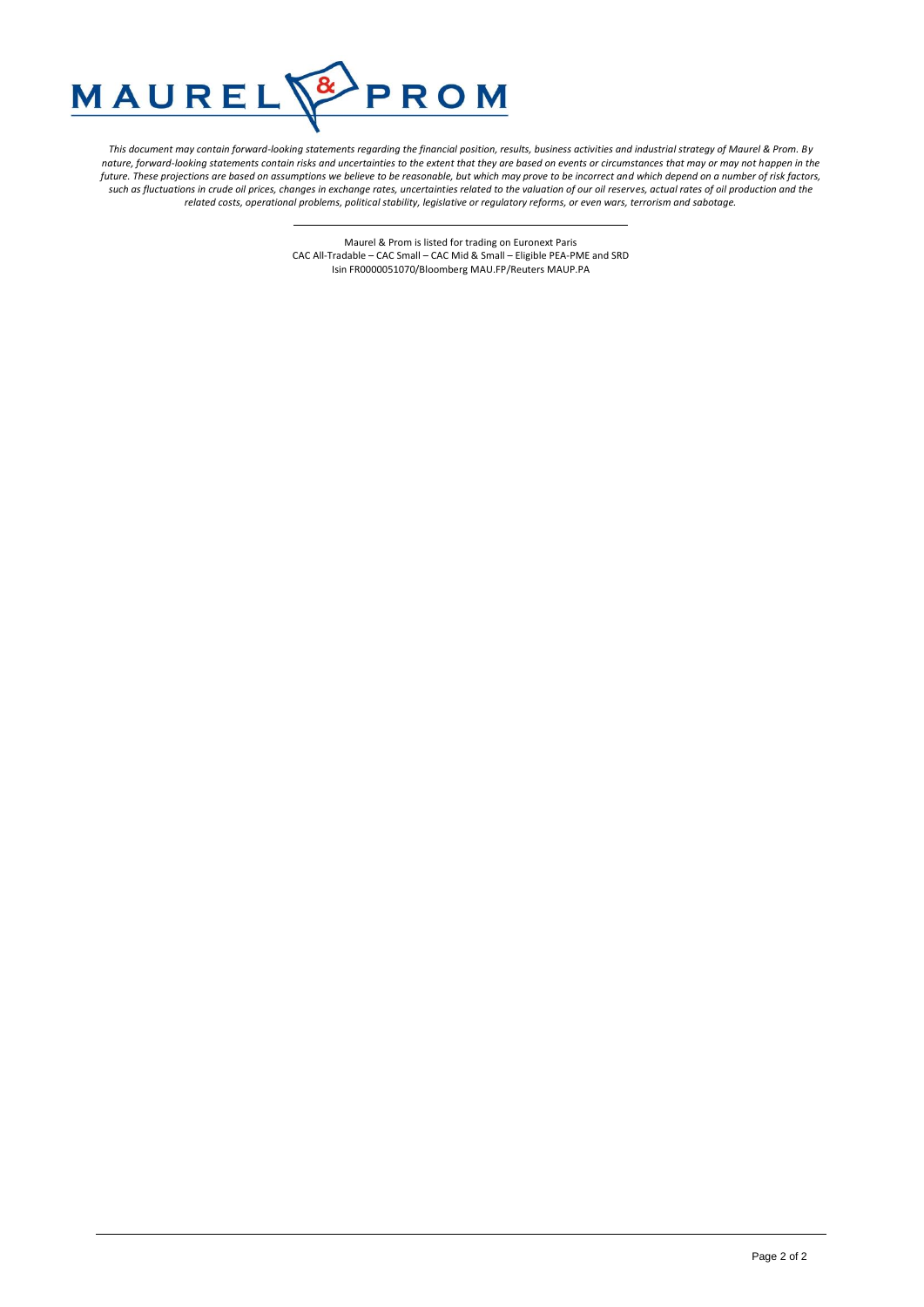*This document may contain forward-looking statements regarding the financial position, results, business activities and industrial strategy of Maurel & Prom. By nature, forward-looking statements contain risks and uncertainties to the extent that they are based on events or circumstances that may or may not happen in the future. These projections are based on assumptions we believe to be reasonable, but which may prove to be incorrect and which depend on a number of risk factors, such as fluctuations in crude oil prices, changes in exchange rates, uncertainties related to the valuation of our oil reserves, actual rates of oil production and the related costs, operational problems, political stability, legislative or regulatory reforms, or even wars, terrorism and sabotage.*

---

Maurel & Prom is listed for trading on Euronext Paris
CAC All-Tradable – CAC Small – CAC Mid & Small – Eligible PEA-PME and SRD
Isin FR0000051070/Bloomberg MAU.FP/Reuters MAUP.PA